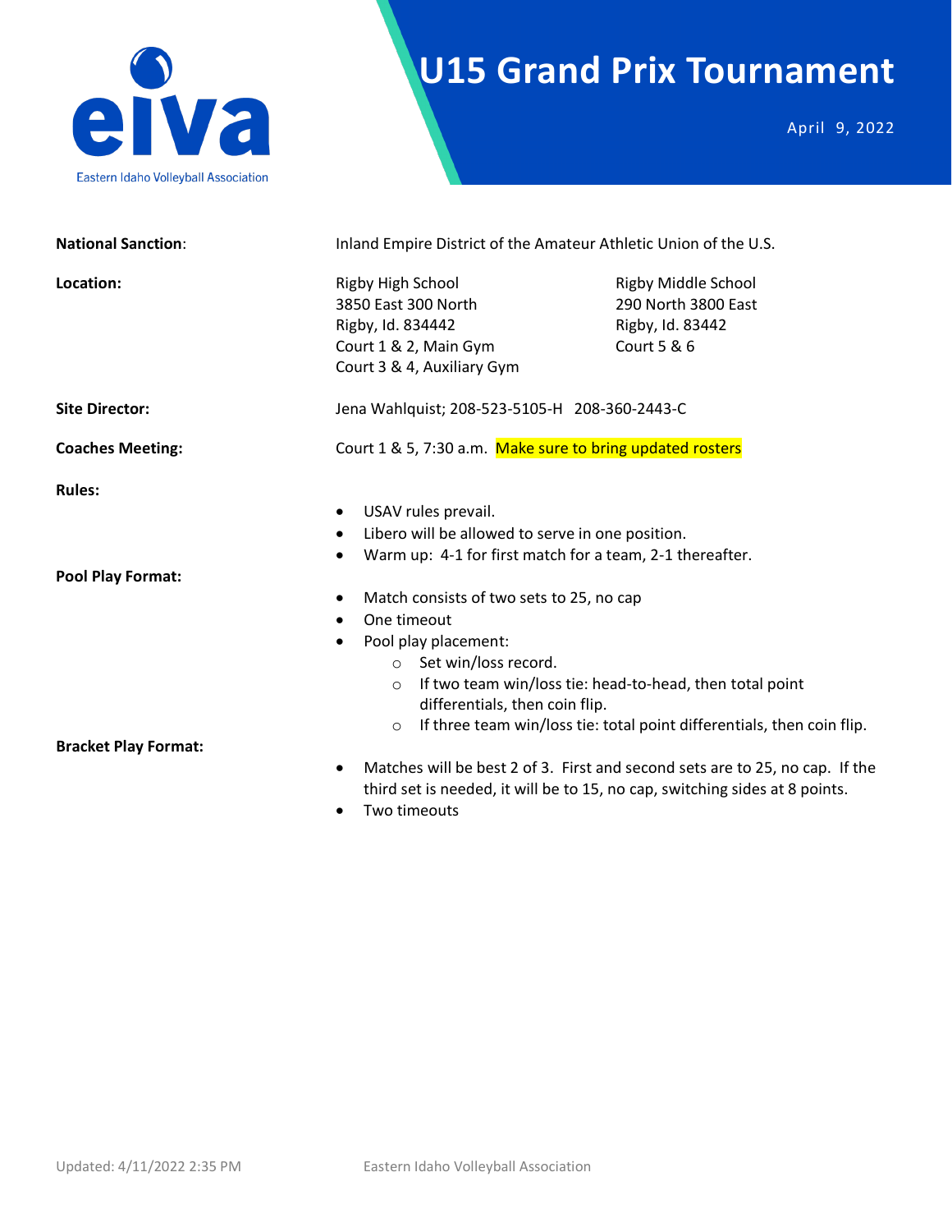eiva

Eastern Idaho Volleyball Association

# U15 Grand Prix Tournament

April 9, 2022

**National Sanction**: Inland Empire District of the Amateur Athletic Union of the U.S.

**Location:**

Rigby High School
3850 East 300 North
Rigby, Id. 834442
Court 1 & 2, Main Gym
Court 3 & 4, Auxiliary Gym

Rigby Middle School
290 North 3800 East
Rigby, Id. 83442
Court 5 & 6

**Site Director:** Jena Wahlquist; 208-523-5105-H 208-360-2443-C

**Coaches Meeting:** Court 1 & 5, 7:30 a.m. Make sure to bring updated rosters

**Rules:**

- USAV rules prevail.
- Libero will be allowed to serve in one position.
- Warm up: 4-1 for first match for a team, 2-1 thereafter.

**Pool Play Format:**

- Match consists of two sets to 25, no cap
- One timeout
- Pool play placement:
  - Set win/loss record.
  - If two team win/loss tie: head-to-head, then total point differentials, then coin flip.
  - If three team win/loss tie: total point differentials, then coin flip.

**Bracket Play Format:**

- Matches will be best 2 of 3. First and second sets are to 25, no cap. If the third set is needed, it will be to 15, no cap, switching sides at 8 points.
- Two timeouts

Updated: 4/11/2022 2:35 PM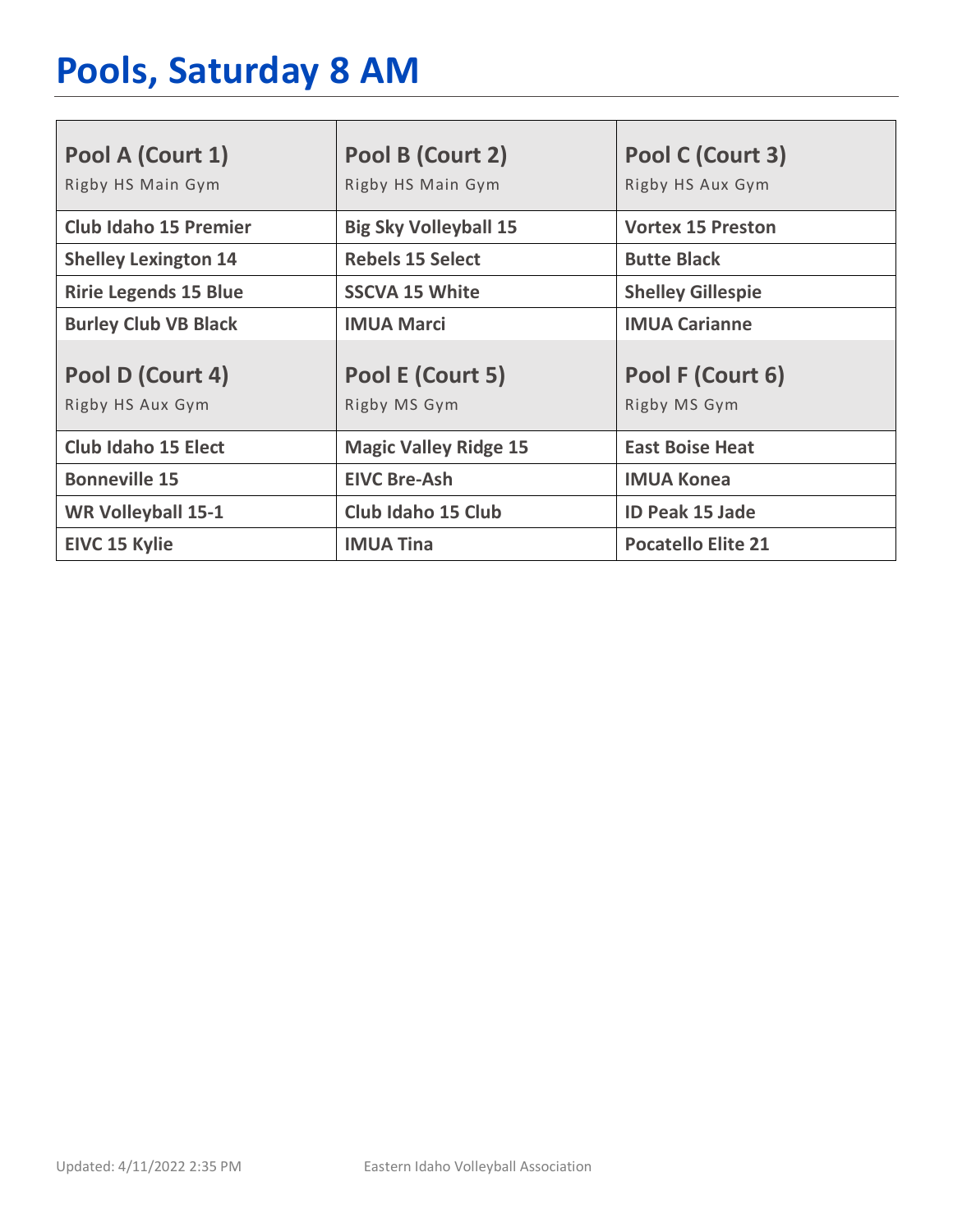# Pools, Saturday 8 AM

| Pool A (Court 1)<br>Rigby HS Main Gym | Pool B (Court 2)<br>Rigby HS Main Gym | Pool C (Court 3)<br>Rigby HS Aux Gym |
|---|---|---|
| **Club Idaho 15 Premier** | **Big Sky Volleyball 15** | **Vortex 15 Preston** |
| **Shelley Lexington 14** | **Rebels 15 Select** | **Butte Black** |
| **Ririe Legends 15 Blue** | **SSCVA 15 White** | **Shelley Gillespie** |
| **Burley Club VB Black** | **IMUA Marci** | **IMUA Carianne** |
| **Pool D (Court 4)**<br>Rigby HS Aux Gym | **Pool E (Court 5)**<br>Rigby MS Gym | **Pool F (Court 6)**<br>Rigby MS Gym |
| **Club Idaho 15 Elect** | **Magic Valley Ridge 15** | **East Boise Heat** |
| **Bonneville 15** | **EIVC Bre-Ash** | **IMUA Konea** |
| **WR Volleyball 15-1** | **Club Idaho 15 Club** | **ID Peak 15 Jade** |
| **EIVC 15 Kylie** | **IMUA Tina** | **Pocatello Elite 21** |

Updated: 4/11/2022 2:35 PM Eastern Idaho Volleyball Association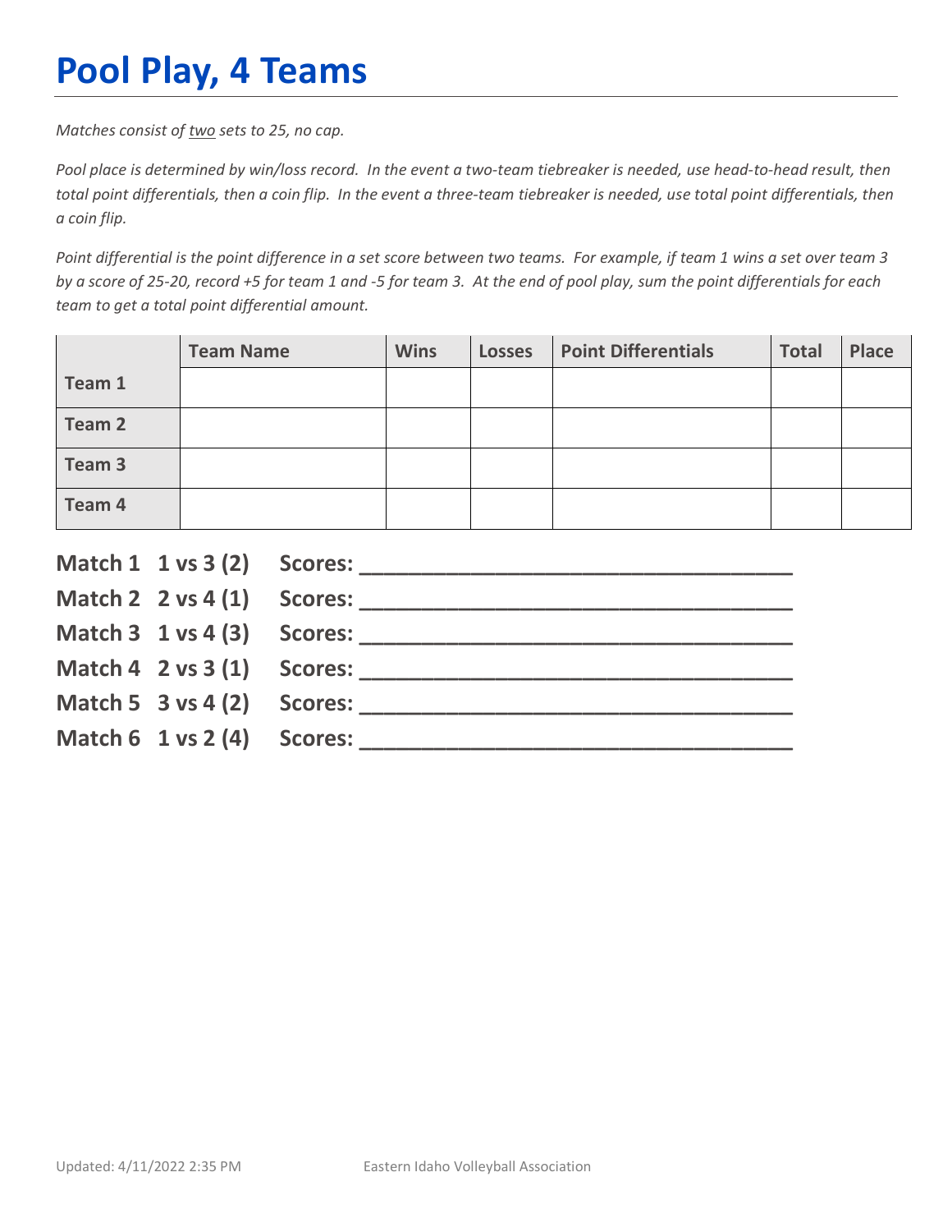# Pool Play, 4 Teams

*Matches consist of two sets to 25, no cap.*

*Pool place is determined by win/loss record. In the event a two-team tiebreaker is needed, use head-to-head result, then total point differentials, then a coin flip. In the event a three-team tiebreaker is needed, use total point differentials, then a coin flip.*

*Point differential is the point difference in a set score between two teams. For example, if team 1 wins a set over team 3 by a score of 25-20, record +5 for team 1 and -5 for team 3. At the end of pool play, sum the point differentials for each team to get a total point differential amount.*

| | Team Name | Wins | Losses | Point Differentials | Total | Place |
|---|---|---|---|---|---|---|
| **Team 1** | | | | | | |
| **Team 2** | | | | | | |
| **Team 3** | | | | | | |
| **Team 4** | | | | | | |

**Match 1 1 vs 3 (2) Scores: ___________________________________**

**Match 2 2 vs 4 (1) Scores: ___________________________________**

**Match 3 1 vs 4 (3) Scores: ___________________________________**

**Match 4 2 vs 3 (1) Scores: ___________________________________**

**Match 5 3 vs 4 (2) Scores: ___________________________________**

**Match 6 1 vs 2 (4) Scores: ___________________________________**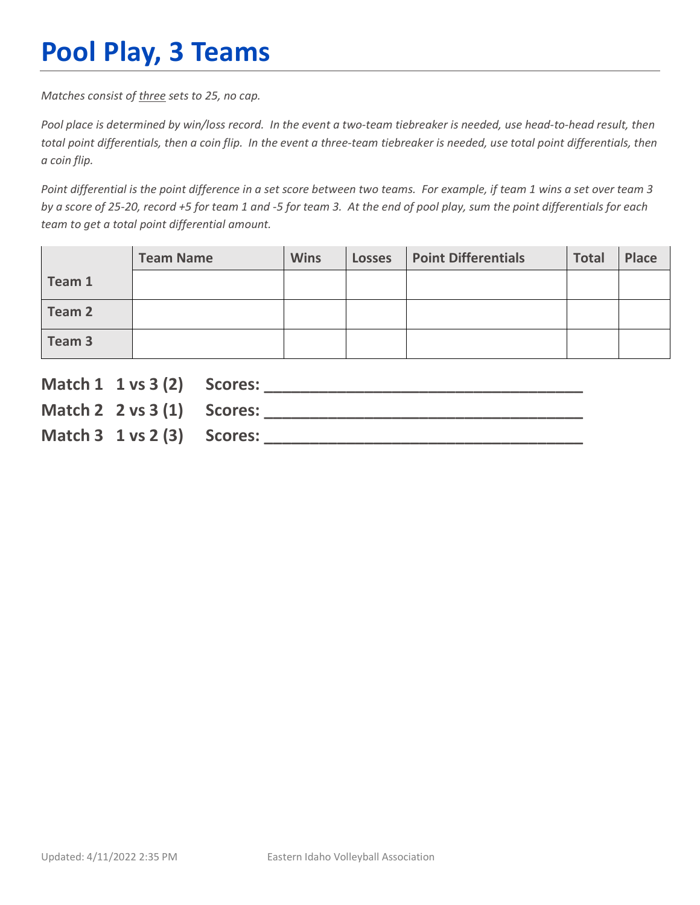# Pool Play, 3 Teams

*Matches consist of three sets to 25, no cap.*

*Pool place is determined by win/loss record. In the event a two-team tiebreaker is needed, use head-to-head result, then total point differentials, then a coin flip. In the event a three-team tiebreaker is needed, use total point differentials, then a coin flip.*

*Point differential is the point difference in a set score between two teams. For example, if team 1 wins a set over team 3 by a score of 25-20, record +5 for team 1 and -5 for team 3. At the end of pool play, sum the point differentials for each team to get a total point differential amount.*

| | Team Name | Wins | Losses | Point Differentials | Total | Place |
|---|---|---|---|---|---|---|
| **Team 1** | | | | | | |
| **Team 2** | | | | | | |
| **Team 3** | | | | | | |

**Match 1 1 vs 3 (2) Scores: ___________________________________**

**Match 2 2 vs 3 (1) Scores: ___________________________________**

**Match 3 1 vs 2 (3) Scores: ___________________________________**

Updated: 4/11/2022 2:35 PM Eastern Idaho Volleyball Association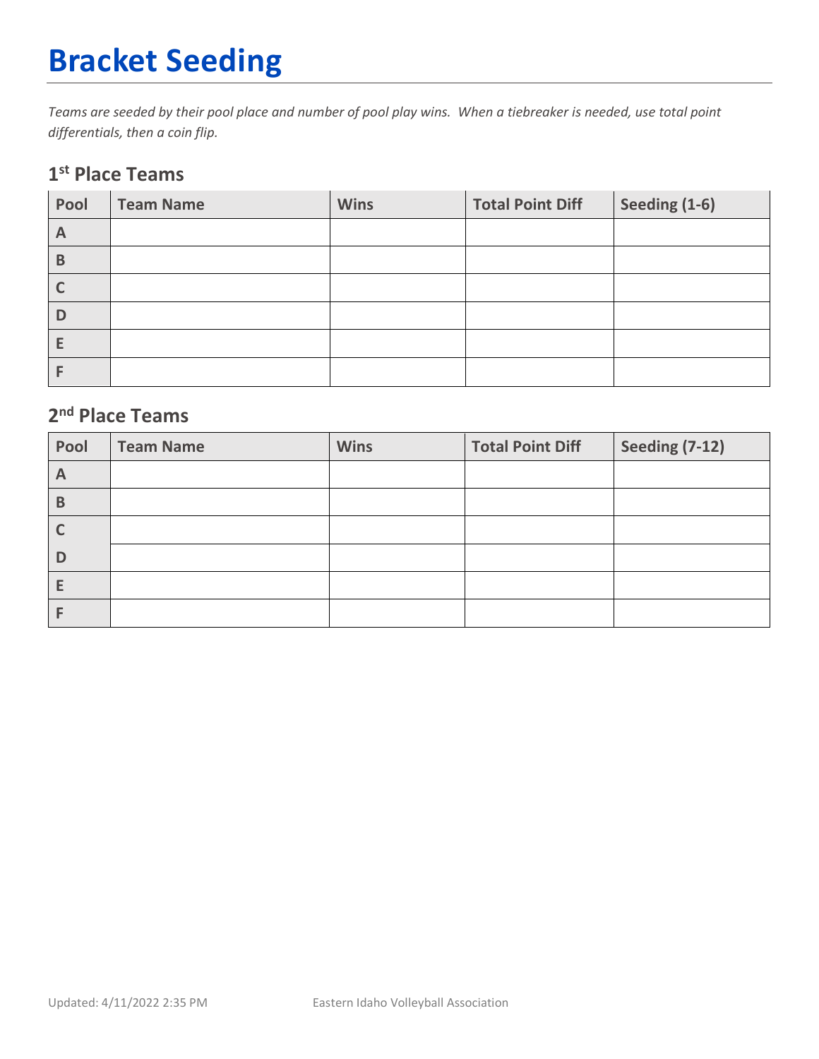# Bracket Seeding

*Teams are seeded by their pool place and number of pool play wins. When a tiebreaker is needed, use total point differentials, then a coin flip.*

## 1st Place Teams

| Pool | Team Name | Wins | Total Point Diff | Seeding (1-6) |
|---|---|---|---|---|
| A | | | | |
| B | | | | |
| C | | | | |
| D | | | | |
| E | | | | |
| F | | | | |

## 2nd Place Teams

| Pool | Team Name | Wins | Total Point Diff | Seeding (7-12) |
|---|---|---|---|---|
| A | | | | |
| B | | | | |
| C | | | | |
| D | | | | |
| E | | | | |
| F | | | | |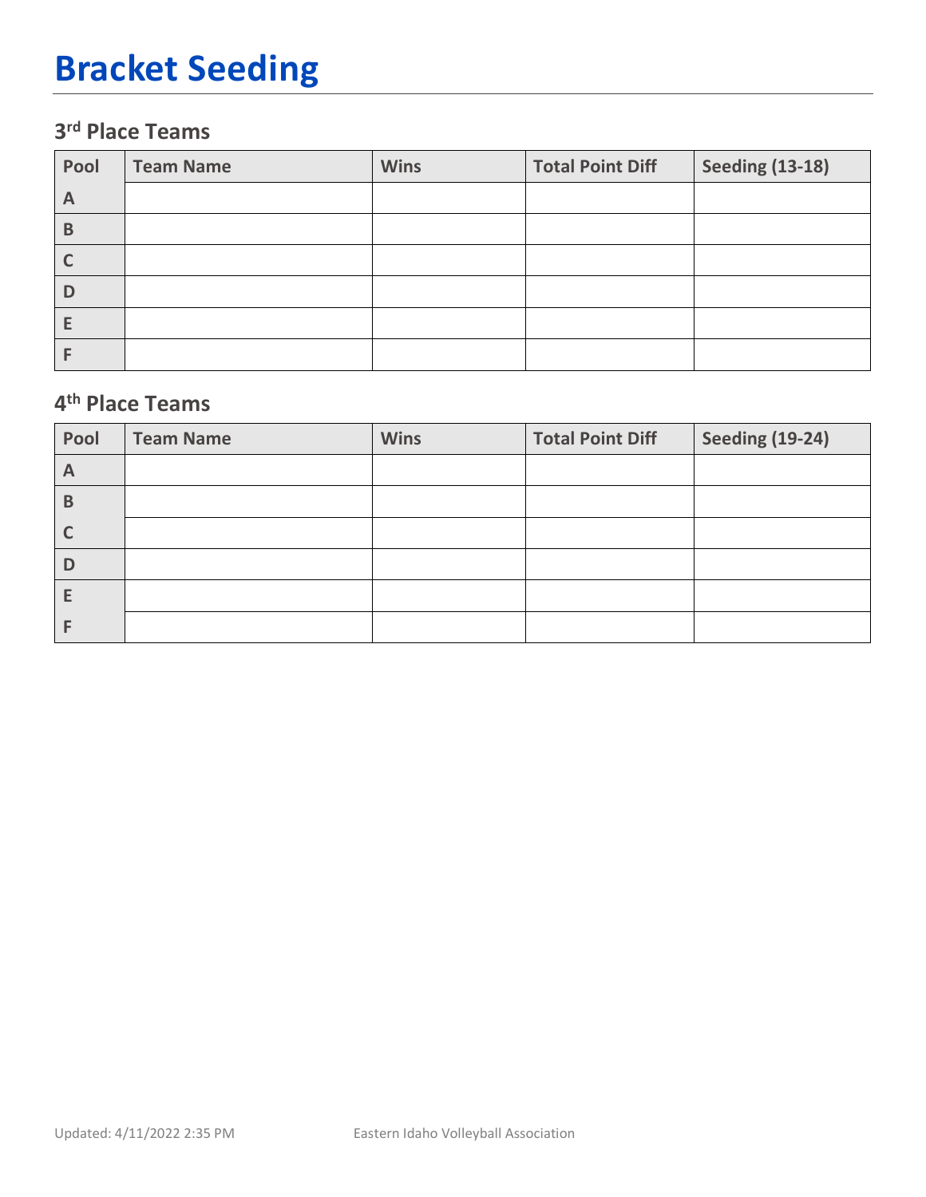# Bracket Seeding

### 3rd Place Teams

| Pool | Team Name | Wins | Total Point Diff | Seeding (13-18) |
|---|---|---|---|---|
| A | | | | |
| B | | | | |
| C | | | | |
| D | | | | |
| E | | | | |
| F | | | | |

### 4th Place Teams

| Pool | Team Name | Wins | Total Point Diff | Seeding (19-24) |
|---|---|---|---|---|
| A | | | | |
| B | | | | |
| C | | | | |
| D | | | | |
| E | | | | |
| F | | | | |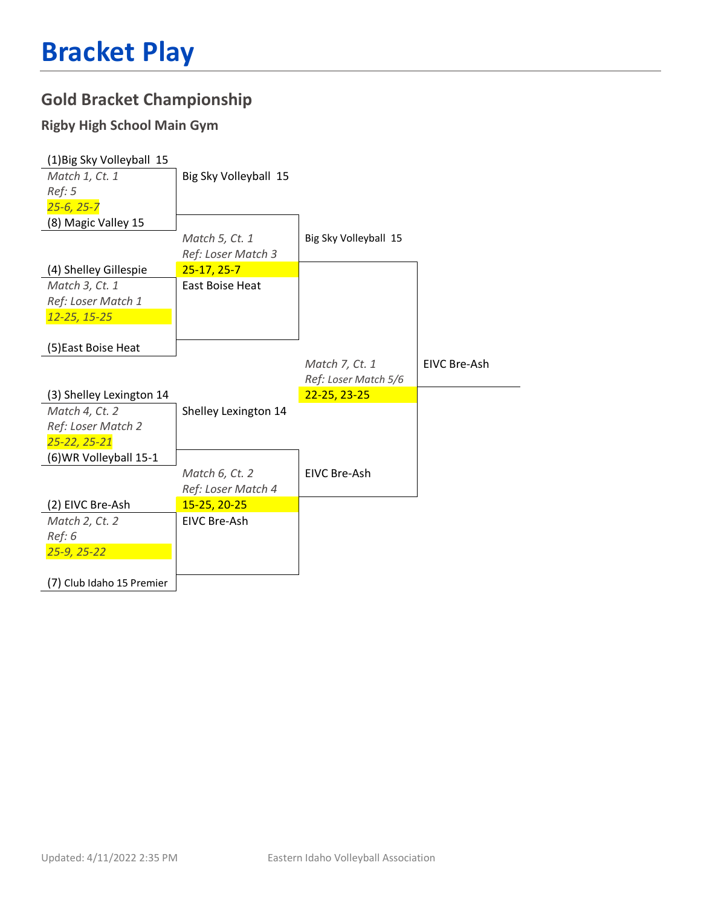# Bracket Play

## Gold Bracket Championship

### Rigby High School Main Gym

**Match 1, Ct. 1** — Ref: 5
- (1)Big Sky Volleyball 15
- (8) Magic Valley 15
- Score: 25-6, 25-7
- Winner: Big Sky Volleyball 15

**Match 3, Ct. 1** — Ref: Loser Match 1
- (4) Shelley Gillespie
- (5)East Boise Heat
- Score: 12-25, 15-25
- Winner: East Boise Heat

**Match 4, Ct. 2** — Ref: Loser Match 2
- (3) Shelley Lexington 14
- (6)WR Volleyball 15-1
- Score: 25-22, 25-21
- Winner: Shelley Lexington 14

**Match 2, Ct. 2** — Ref: 6
- (2) EIVC Bre-Ash
- (7) Club Idaho 15 Premier
- Score: 25-9, 25-22
- Winner: EIVC Bre-Ash

**Match 5, Ct. 1** — Ref: Loser Match 3
- Big Sky Volleyball 15
- East Boise Heat
- Score: 25-17, 25-7
- Winner: Big Sky Volleyball 15

**Match 6, Ct. 2** — Ref: Loser Match 4
- Shelley Lexington 14
- EIVC Bre-Ash
- Score: 15-25, 20-25
- Winner: EIVC Bre-Ash

**Match 7, Ct. 1** — Ref: Loser Match 5/6
- Big Sky Volleyball 15
- EIVC Bre-Ash
- Score: 22-25, 23-25
- Winner: EIVC Bre-Ash

Updated: 4/11/2022 2:35 PM

Eastern Idaho Volleyball Association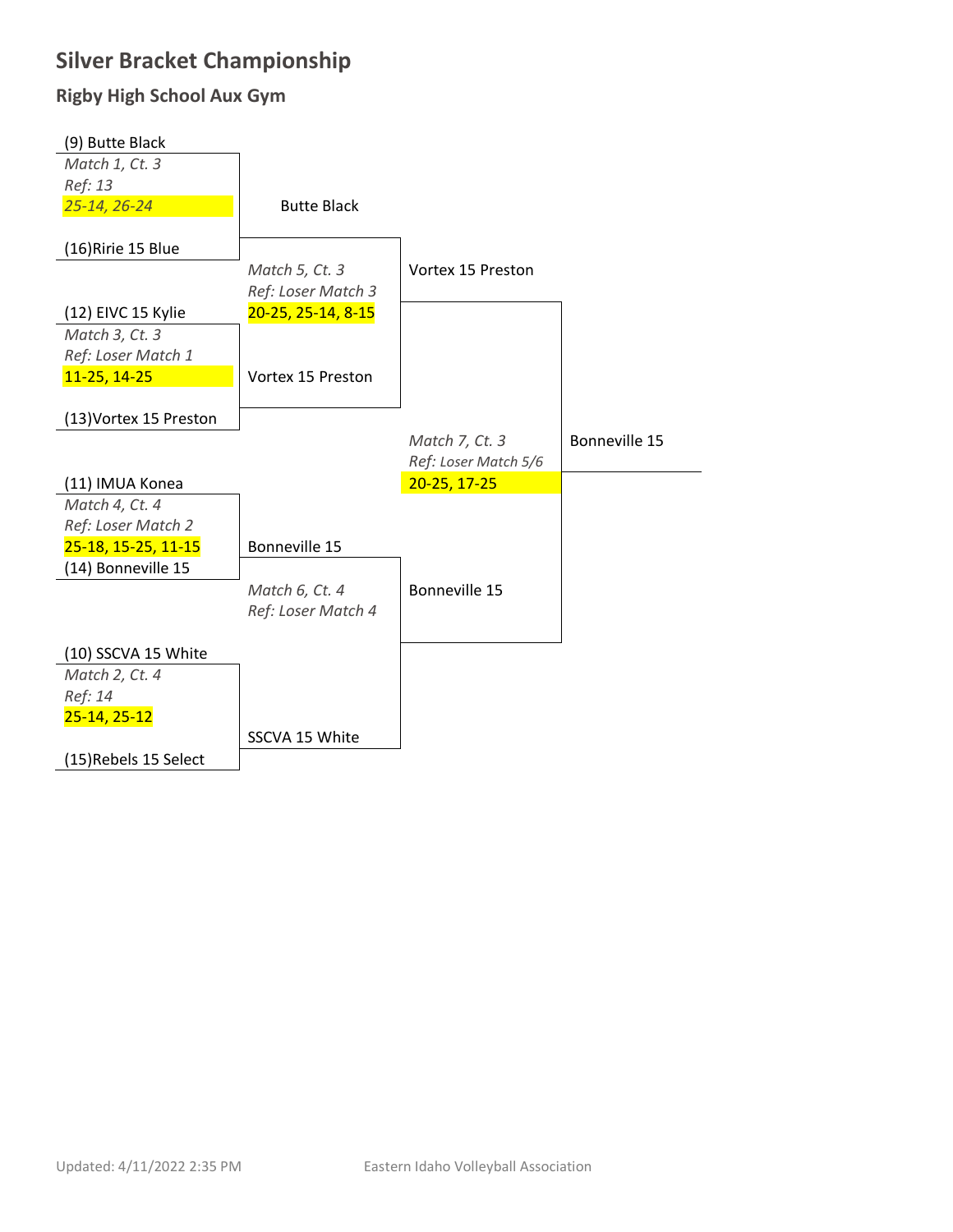# Silver Bracket Championship

## Rigby High School Aux Gym

(9) Butte Black
*Match 1, Ct. 3*
*Ref: 13*
*25-14, 26-24*
(16)Ririe 15 Blue

Butte Black

*Match 5, Ct. 3*
*Ref: Loser Match 3*
20-25, 25-14, 8-15

(12) EIVC 15 Kylie
*Match 3, Ct. 3*
*Ref: Loser Match 1*
11-25, 14-25
(13)Vortex 15 Preston

Vortex 15 Preston

Vortex 15 Preston

*Match 7, Ct. 3*
*Ref: Loser Match 5/6*
20-25, 17-25

Bonneville 15

(11) IMUA Konea
*Match 4, Ct. 4*
*Ref: Loser Match 2*
25-18, 15-25, 11-15
(14) Bonneville 15

Bonneville 15

*Match 6, Ct. 4*
*Ref: Loser Match 4*

Bonneville 15

(10) SSCVA 15 White
*Match 2, Ct. 4*
*Ref: 14*
25-14, 25-12
(15)Rebels 15 Select

SSCVA 15 White

Updated: 4/11/2022 2:35 PM

Eastern Idaho Volleyball Association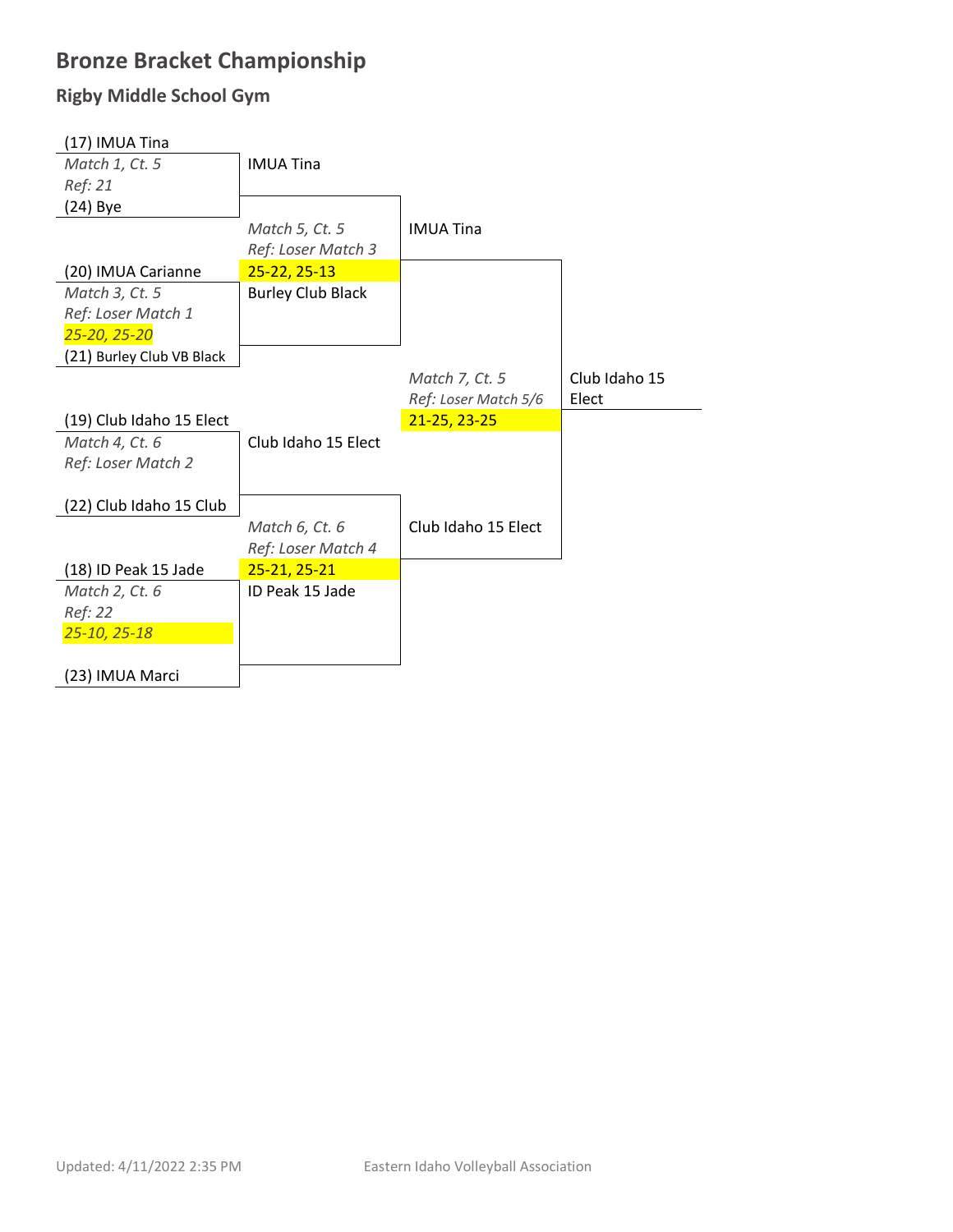# Bronze Bracket Championship

## Rigby Middle School Gym

(17) IMUA Tina
*Match 1, Ct. 5*
*Ref: 21*
(24) Bye

IMUA Tina

*Match 5, Ct. 5*
*Ref: Loser Match 3*
25-22, 25-13

IMUA Tina

(20) IMUA Carianne
*Match 3, Ct. 5*
*Ref: Loser Match 1*
*25-20, 25-20*
(21) Burley Club VB Black

Burley Club Black

*Match 7, Ct. 5*
*Ref: Loser Match 5/6*
21-25, 23-25

Club Idaho 15 Elect

(19) Club Idaho 15 Elect
*Match 4, Ct. 6*
*Ref: Loser Match 2*
(22) Club Idaho 15 Club

Club Idaho 15 Elect

*Match 6, Ct. 6*
*Ref: Loser Match 4*
25-21, 25-21

Club Idaho 15 Elect

(18) ID Peak 15 Jade
*Match 2, Ct. 6*
*Ref: 22*
*25-10, 25-18*
(23) IMUA Marci

ID Peak 15 Jade

Updated: 4/11/2022 2:35 PM

Eastern Idaho Volleyball Association